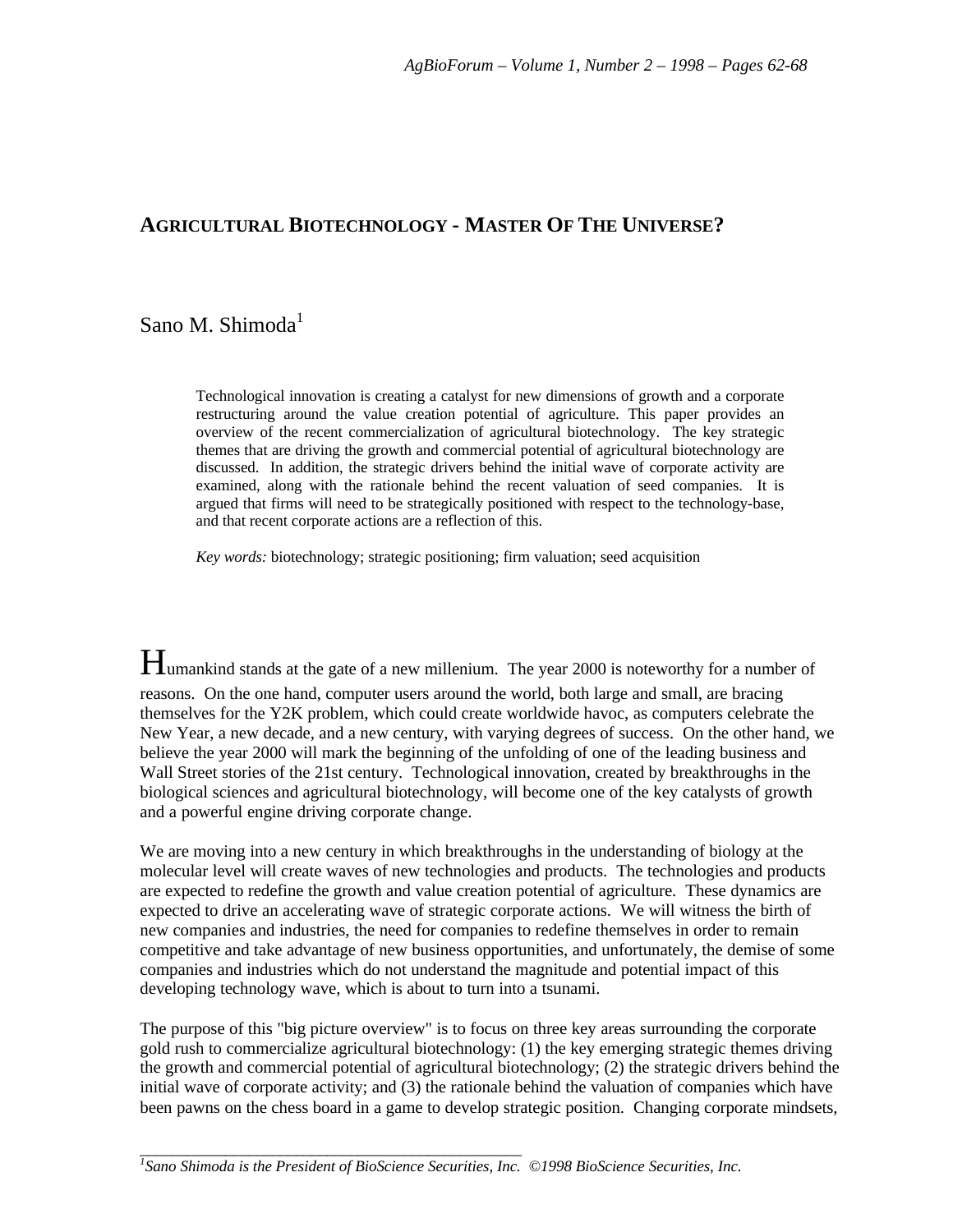# AGRICULTURAL BIOTECHNOLOGY - MASTER OF THE UNIVERSE?

Sano M. Shimoda[1]

Technological innovation is creating a catalyst for new dimensions of growth and a corporate restructuring around the value creation potential of agriculture. This paper provides an overview of the recent commercialization of agricultural biotechnology. The key strategic themes that are driving the growth and commercial potential of agricultural biotechnology are discussed. In addition, the strategic drivers behind the initial wave of corporate activity are examined, along with the rationale behind the recent valuation of seed companies. It is argued that firms will need to be strategically positioned with respect to the technology-base, and that recent corporate actions are a reflection of this.

*Key words:* biotechnology; strategic positioning; firm valuation; seed acquisition

Humankind stands at the gate of a new millenium. The year 2000 is noteworthy for a number of reasons. On the one hand, computer users around the world, both large and small, are bracing themselves for the Y2K problem, which could create worldwide havoc, as computers celebrate the New Year, a new decade, and a new century, with varying degrees of success. On the other hand, we believe the year 2000 will mark the beginning of the unfolding of one of the leading business and Wall Street stories of the 21st century. Technological innovation, created by breakthroughs in the biological sciences and agricultural biotechnology, will become one of the key catalysts of growth and a powerful engine driving corporate change.

We are moving into a new century in which breakthroughs in the understanding of biology at the molecular level will create waves of new technologies and products. The technologies and products are expected to redefine the growth and value creation potential of agriculture. These dynamics are expected to drive an accelerating wave of strategic corporate actions. We will witness the birth of new companies and industries, the need for companies to redefine themselves in order to remain competitive and take advantage of new business opportunities, and unfortunately, the demise of some companies and industries which do not understand the magnitude and potential impact of this developing technology wave, which is about to turn into a tsunami.

The purpose of this "big picture overview" is to focus on three key areas surrounding the corporate gold rush to commercialize agricultural biotechnology: (1) the key emerging strategic themes driving the growth and commercial potential of agricultural biotechnology; (2) the strategic drivers behind the initial wave of corporate activity; and (3) the rationale behind the valuation of companies which have been pawns on the chess board in a game to develop strategic position. Changing corporate mindsets,

[1] *Sano Shimoda is the President of BioScience Securities, Inc. ©1998 BioScience Securities, Inc.*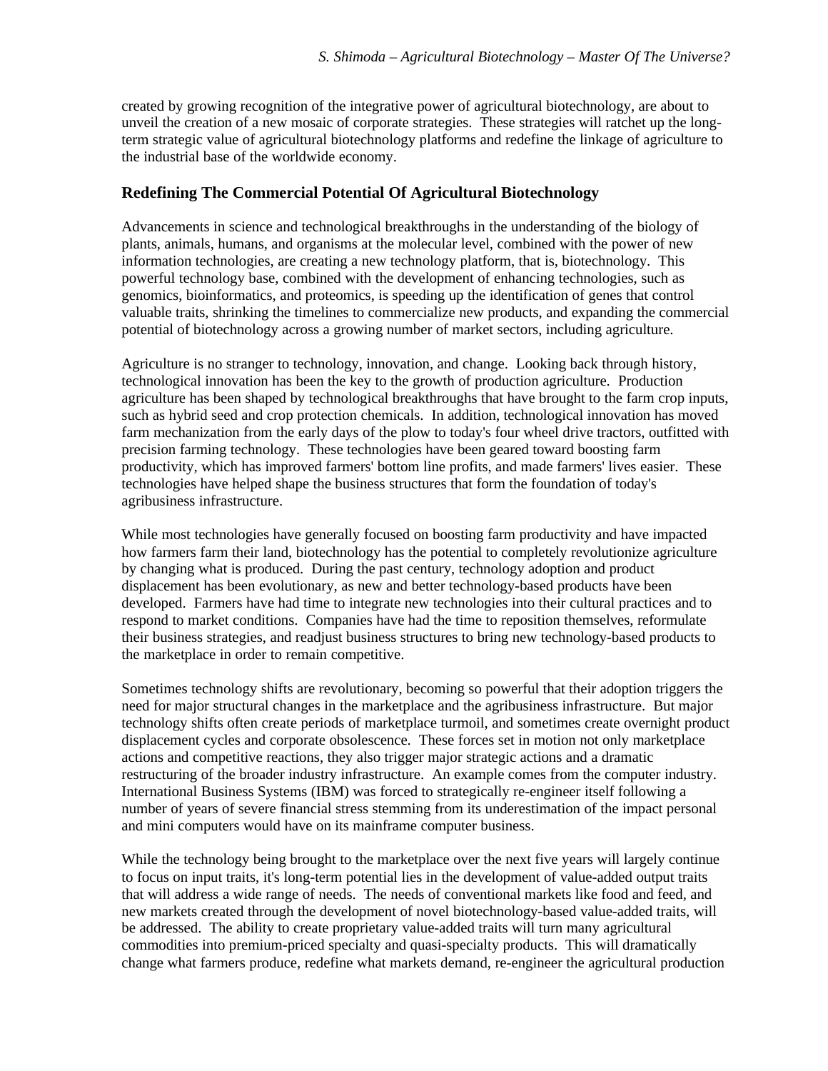created by growing recognition of the integrative power of agricultural biotechnology, are about to unveil the creation of a new mosaic of corporate strategies. These strategies will ratchet up the long-term strategic value of agricultural biotechnology platforms and redefine the linkage of agriculture to the industrial base of the worldwide economy.

## Redefining The Commercial Potential Of Agricultural Biotechnology

Advancements in science and technological breakthroughs in the understanding of the biology of plants, animals, humans, and organisms at the molecular level, combined with the power of new information technologies, are creating a new technology platform, that is, biotechnology. This powerful technology base, combined with the development of enhancing technologies, such as genomics, bioinformatics, and proteomics, is speeding up the identification of genes that control valuable traits, shrinking the timelines to commercialize new products, and expanding the commercial potential of biotechnology across a growing number of market sectors, including agriculture.

Agriculture is no stranger to technology, innovation, and change. Looking back through history, technological innovation has been the key to the growth of production agriculture. Production agriculture has been shaped by technological breakthroughs that have brought to the farm crop inputs, such as hybrid seed and crop protection chemicals. In addition, technological innovation has moved farm mechanization from the early days of the plow to today's four wheel drive tractors, outfitted with precision farming technology. These technologies have been geared toward boosting farm productivity, which has improved farmers' bottom line profits, and made farmers' lives easier. These technologies have helped shape the business structures that form the foundation of today's agribusiness infrastructure.

While most technologies have generally focused on boosting farm productivity and have impacted how farmers farm their land, biotechnology has the potential to completely revolutionize agriculture by changing what is produced. During the past century, technology adoption and product displacement has been evolutionary, as new and better technology-based products have been developed. Farmers have had time to integrate new technologies into their cultural practices and to respond to market conditions. Companies have had the time to reposition themselves, reformulate their business strategies, and readjust business structures to bring new technology-based products to the marketplace in order to remain competitive.

Sometimes technology shifts are revolutionary, becoming so powerful that their adoption triggers the need for major structural changes in the marketplace and the agribusiness infrastructure. But major technology shifts often create periods of marketplace turmoil, and sometimes create overnight product displacement cycles and corporate obsolescence. These forces set in motion not only marketplace actions and competitive reactions, they also trigger major strategic actions and a dramatic restructuring of the broader industry infrastructure. An example comes from the computer industry. International Business Systems (IBM) was forced to strategically re-engineer itself following a number of years of severe financial stress stemming from its underestimation of the impact personal and mini computers would have on its mainframe computer business.

While the technology being brought to the marketplace over the next five years will largely continue to focus on input traits, it's long-term potential lies in the development of value-added output traits that will address a wide range of needs. The needs of conventional markets like food and feed, and new markets created through the development of novel biotechnology-based value-added traits, will be addressed. The ability to create proprietary value-added traits will turn many agricultural commodities into premium-priced specialty and quasi-specialty products. This will dramatically change what farmers produce, redefine what markets demand, re-engineer the agricultural production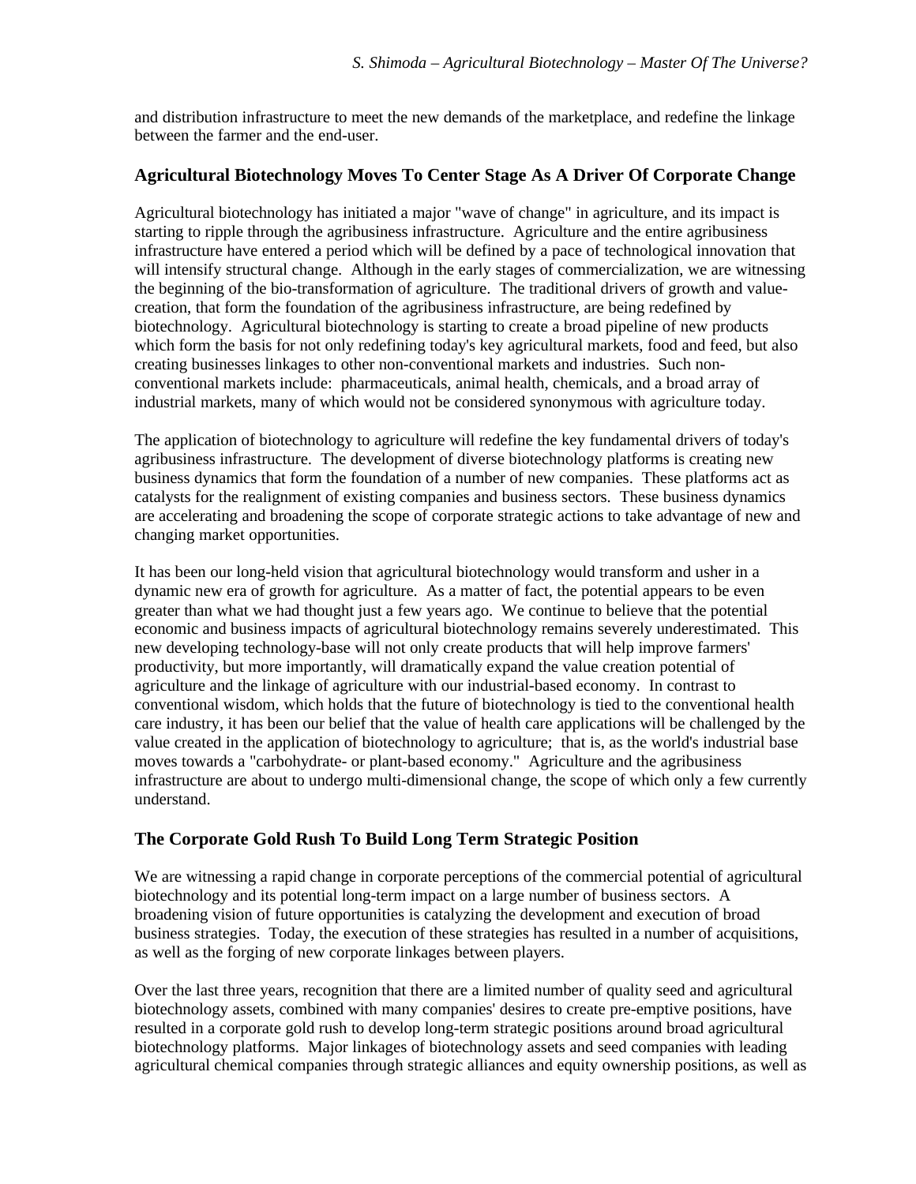and distribution infrastructure to meet the new demands of the marketplace, and redefine the linkage between the farmer and the end-user.

### Agricultural Biotechnology Moves To Center Stage As A Driver Of Corporate Change

Agricultural biotechnology has initiated a major "wave of change" in agriculture, and its impact is starting to ripple through the agribusiness infrastructure. Agriculture and the entire agribusiness infrastructure have entered a period which will be defined by a pace of technological innovation that will intensify structural change. Although in the early stages of commercialization, we are witnessing the beginning of the bio-transformation of agriculture. The traditional drivers of growth and value-creation, that form the foundation of the agribusiness infrastructure, are being redefined by biotechnology. Agricultural biotechnology is starting to create a broad pipeline of new products which form the basis for not only redefining today's key agricultural markets, food and feed, but also creating businesses linkages to other non-conventional markets and industries. Such non-conventional markets include: pharmaceuticals, animal health, chemicals, and a broad array of industrial markets, many of which would not be considered synonymous with agriculture today.

The application of biotechnology to agriculture will redefine the key fundamental drivers of today's agribusiness infrastructure. The development of diverse biotechnology platforms is creating new business dynamics that form the foundation of a number of new companies. These platforms act as catalysts for the realignment of existing companies and business sectors. These business dynamics are accelerating and broadening the scope of corporate strategic actions to take advantage of new and changing market opportunities.

It has been our long-held vision that agricultural biotechnology would transform and usher in a dynamic new era of growth for agriculture. As a matter of fact, the potential appears to be even greater than what we had thought just a few years ago. We continue to believe that the potential economic and business impacts of agricultural biotechnology remains severely underestimated. This new developing technology-base will not only create products that will help improve farmers' productivity, but more importantly, will dramatically expand the value creation potential of agriculture and the linkage of agriculture with our industrial-based economy. In contrast to conventional wisdom, which holds that the future of biotechnology is tied to the conventional health care industry, it has been our belief that the value of health care applications will be challenged by the value created in the application of biotechnology to agriculture; that is, as the world's industrial base moves towards a "carbohydrate- or plant-based economy." Agriculture and the agribusiness infrastructure are about to undergo multi-dimensional change, the scope of which only a few currently understand.

### The Corporate Gold Rush To Build Long Term Strategic Position

We are witnessing a rapid change in corporate perceptions of the commercial potential of agricultural biotechnology and its potential long-term impact on a large number of business sectors. A broadening vision of future opportunities is catalyzing the development and execution of broad business strategies. Today, the execution of these strategies has resulted in a number of acquisitions, as well as the forging of new corporate linkages between players.

Over the last three years, recognition that there are a limited number of quality seed and agricultural biotechnology assets, combined with many companies' desires to create pre-emptive positions, have resulted in a corporate gold rush to develop long-term strategic positions around broad agricultural biotechnology platforms. Major linkages of biotechnology assets and seed companies with leading agricultural chemical companies through strategic alliances and equity ownership positions, as well as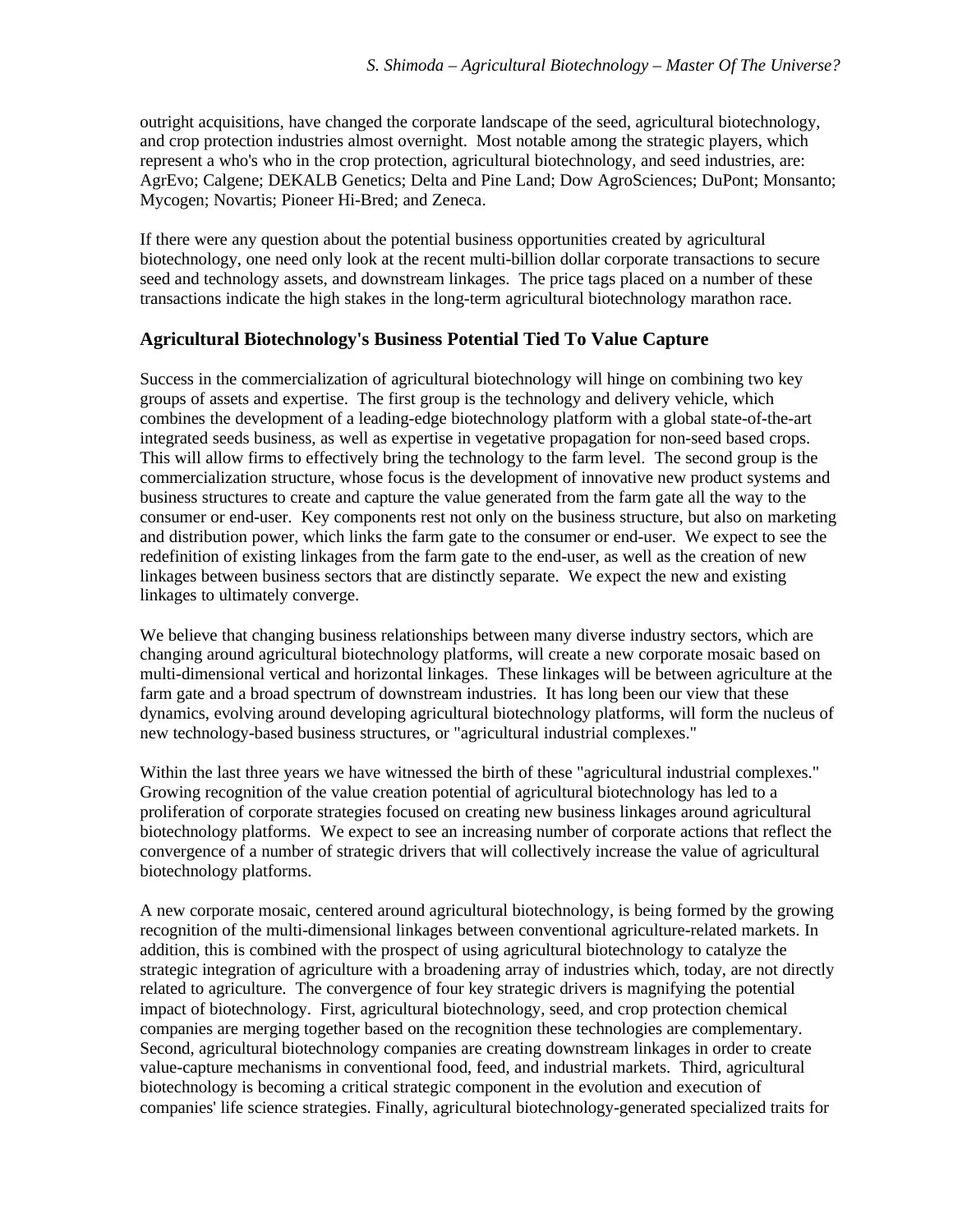outright acquisitions, have changed the corporate landscape of the seed, agricultural biotechnology, and crop protection industries almost overnight. Most notable among the strategic players, which represent a who's who in the crop protection, agricultural biotechnology, and seed industries, are: AgrEvo; Calgene; DEKALB Genetics; Delta and Pine Land; Dow AgroSciences; DuPont; Monsanto; Mycogen; Novartis; Pioneer Hi-Bred; and Zeneca.

If there were any question about the potential business opportunities created by agricultural biotechnology, one need only look at the recent multi-billion dollar corporate transactions to secure seed and technology assets, and downstream linkages. The price tags placed on a number of these transactions indicate the high stakes in the long-term agricultural biotechnology marathon race.

## Agricultural Biotechnology's Business Potential Tied To Value Capture

Success in the commercialization of agricultural biotechnology will hinge on combining two key groups of assets and expertise. The first group is the technology and delivery vehicle, which combines the development of a leading-edge biotechnology platform with a global state-of-the-art integrated seeds business, as well as expertise in vegetative propagation for non-seed based crops. This will allow firms to effectively bring the technology to the farm level. The second group is the commercialization structure, whose focus is the development of innovative new product systems and business structures to create and capture the value generated from the farm gate all the way to the consumer or end-user. Key components rest not only on the business structure, but also on marketing and distribution power, which links the farm gate to the consumer or end-user. We expect to see the redefinition of existing linkages from the farm gate to the end-user, as well as the creation of new linkages between business sectors that are distinctly separate. We expect the new and existing linkages to ultimately converge.

We believe that changing business relationships between many diverse industry sectors, which are changing around agricultural biotechnology platforms, will create a new corporate mosaic based on multi-dimensional vertical and horizontal linkages. These linkages will be between agriculture at the farm gate and a broad spectrum of downstream industries. It has long been our view that these dynamics, evolving around developing agricultural biotechnology platforms, will form the nucleus of new technology-based business structures, or "agricultural industrial complexes."

Within the last three years we have witnessed the birth of these "agricultural industrial complexes." Growing recognition of the value creation potential of agricultural biotechnology has led to a proliferation of corporate strategies focused on creating new business linkages around agricultural biotechnology platforms. We expect to see an increasing number of corporate actions that reflect the convergence of a number of strategic drivers that will collectively increase the value of agricultural biotechnology platforms.

A new corporate mosaic, centered around agricultural biotechnology, is being formed by the growing recognition of the multi-dimensional linkages between conventional agriculture-related markets. In addition, this is combined with the prospect of using agricultural biotechnology to catalyze the strategic integration of agriculture with a broadening array of industries which, today, are not directly related to agriculture. The convergence of four key strategic drivers is magnifying the potential impact of biotechnology. First, agricultural biotechnology, seed, and crop protection chemical companies are merging together based on the recognition these technologies are complementary. Second, agricultural biotechnology companies are creating downstream linkages in order to create value-capture mechanisms in conventional food, feed, and industrial markets. Third, agricultural biotechnology is becoming a critical strategic component in the evolution and execution of companies' life science strategies. Finally, agricultural biotechnology-generated specialized traits for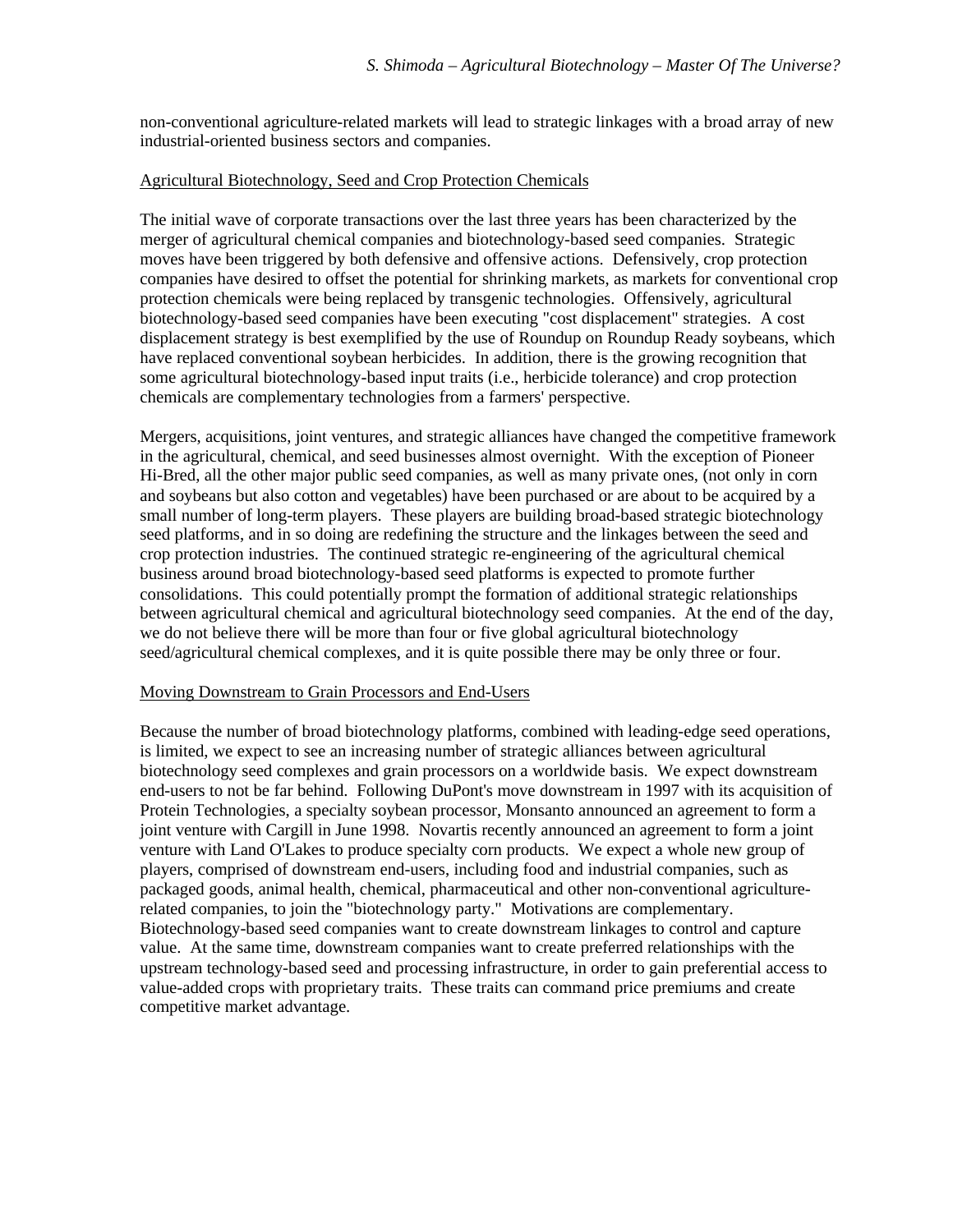non-conventional agriculture-related markets will lead to strategic linkages with a broad array of new industrial-oriented business sectors and companies.

## Agricultural Biotechnology, Seed and Crop Protection Chemicals

The initial wave of corporate transactions over the last three years has been characterized by the merger of agricultural chemical companies and biotechnology-based seed companies. Strategic moves have been triggered by both defensive and offensive actions. Defensively, crop protection companies have desired to offset the potential for shrinking markets, as markets for conventional crop protection chemicals were being replaced by transgenic technologies. Offensively, agricultural biotechnology-based seed companies have been executing "cost displacement" strategies. A cost displacement strategy is best exemplified by the use of Roundup on Roundup Ready soybeans, which have replaced conventional soybean herbicides. In addition, there is the growing recognition that some agricultural biotechnology-based input traits (i.e., herbicide tolerance) and crop protection chemicals are complementary technologies from a farmers' perspective.

Mergers, acquisitions, joint ventures, and strategic alliances have changed the competitive framework in the agricultural, chemical, and seed businesses almost overnight. With the exception of Pioneer Hi-Bred, all the other major public seed companies, as well as many private ones, (not only in corn and soybeans but also cotton and vegetables) have been purchased or are about to be acquired by a small number of long-term players. These players are building broad-based strategic biotechnology seed platforms, and in so doing are redefining the structure and the linkages between the seed and crop protection industries. The continued strategic re-engineering of the agricultural chemical business around broad biotechnology-based seed platforms is expected to promote further consolidations. This could potentially prompt the formation of additional strategic relationships between agricultural chemical and agricultural biotechnology seed companies. At the end of the day, we do not believe there will be more than four or five global agricultural biotechnology seed/agricultural chemical complexes, and it is quite possible there may be only three or four.

## Moving Downstream to Grain Processors and End-Users

Because the number of broad biotechnology platforms, combined with leading-edge seed operations, is limited, we expect to see an increasing number of strategic alliances between agricultural biotechnology seed complexes and grain processors on a worldwide basis. We expect downstream end-users to not be far behind. Following DuPont's move downstream in 1997 with its acquisition of Protein Technologies, a specialty soybean processor, Monsanto announced an agreement to form a joint venture with Cargill in June 1998. Novartis recently announced an agreement to form a joint venture with Land O'Lakes to produce specialty corn products. We expect a whole new group of players, comprised of downstream end-users, including food and industrial companies, such as packaged goods, animal health, chemical, pharmaceutical and other non-conventional agriculture-related companies, to join the "biotechnology party." Motivations are complementary. Biotechnology-based seed companies want to create downstream linkages to control and capture value. At the same time, downstream companies want to create preferred relationships with the upstream technology-based seed and processing infrastructure, in order to gain preferential access to value-added crops with proprietary traits. These traits can command price premiums and create competitive market advantage.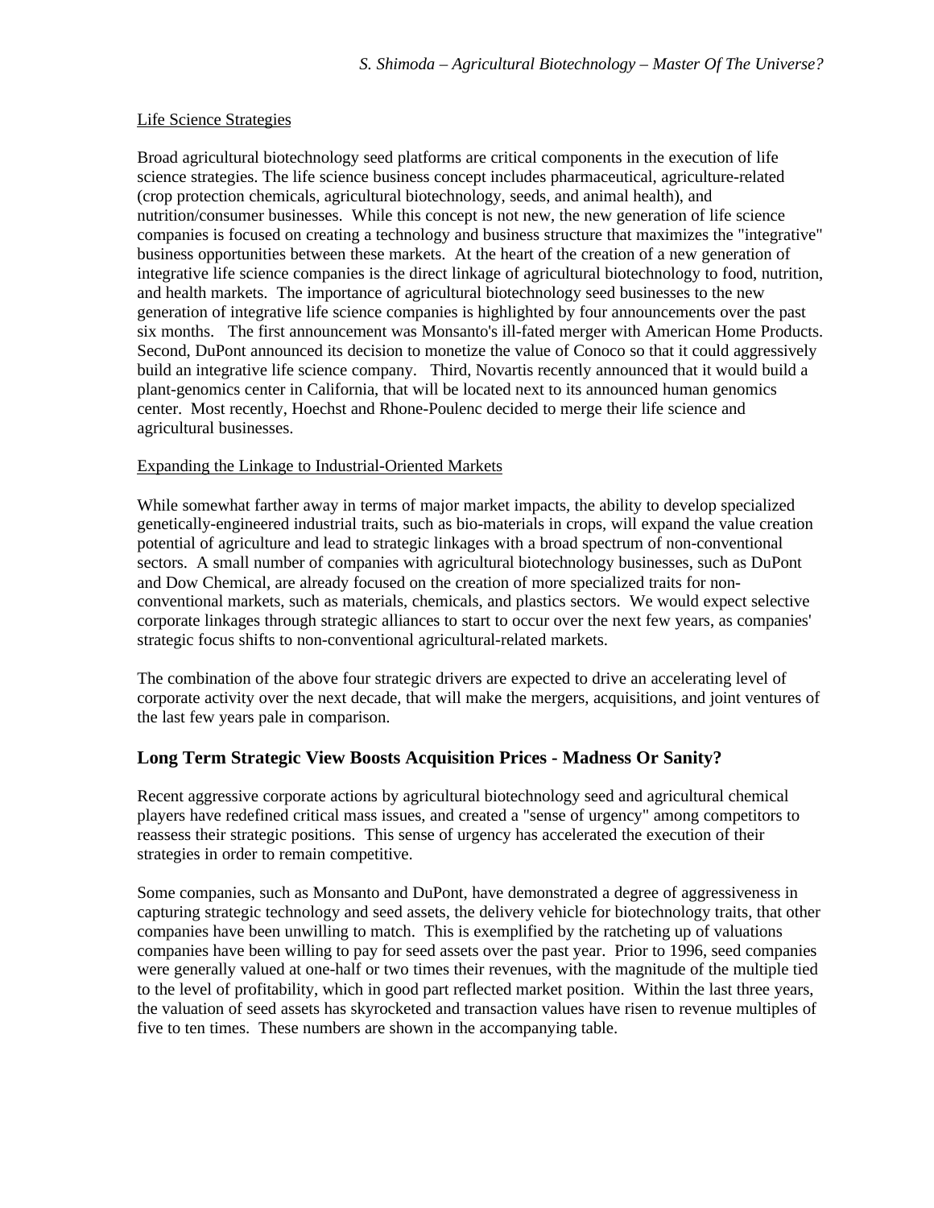Life Science Strategies

Broad agricultural biotechnology seed platforms are critical components in the execution of life science strategies. The life science business concept includes pharmaceutical, agriculture-related (crop protection chemicals, agricultural biotechnology, seeds, and animal health), and nutrition/consumer businesses. While this concept is not new, the new generation of life science companies is focused on creating a technology and business structure that maximizes the "integrative" business opportunities between these markets. At the heart of the creation of a new generation of integrative life science companies is the direct linkage of agricultural biotechnology to food, nutrition, and health markets. The importance of agricultural biotechnology seed businesses to the new generation of integrative life science companies is highlighted by four announcements over the past six months. The first announcement was Monsanto's ill-fated merger with American Home Products. Second, DuPont announced its decision to monetize the value of Conoco so that it could aggressively build an integrative life science company. Third, Novartis recently announced that it would build a plant-genomics center in California, that will be located next to its announced human genomics center. Most recently, Hoechst and Rhone-Poulenc decided to merge their life science and agricultural businesses.

Expanding the Linkage to Industrial-Oriented Markets

While somewhat farther away in terms of major market impacts, the ability to develop specialized genetically-engineered industrial traits, such as bio-materials in crops, will expand the value creation potential of agriculture and lead to strategic linkages with a broad spectrum of non-conventional sectors. A small number of companies with agricultural biotechnology businesses, such as DuPont and Dow Chemical, are already focused on the creation of more specialized traits for non-conventional markets, such as materials, chemicals, and plastics sectors. We would expect selective corporate linkages through strategic alliances to start to occur over the next few years, as companies' strategic focus shifts to non-conventional agricultural-related markets.

The combination of the above four strategic drivers are expected to drive an accelerating level of corporate activity over the next decade, that will make the mergers, acquisitions, and joint ventures of the last few years pale in comparison.

## Long Term Strategic View Boosts Acquisition Prices - Madness Or Sanity?

Recent aggressive corporate actions by agricultural biotechnology seed and agricultural chemical players have redefined critical mass issues, and created a "sense of urgency" among competitors to reassess their strategic positions. This sense of urgency has accelerated the execution of their strategies in order to remain competitive.

Some companies, such as Monsanto and DuPont, have demonstrated a degree of aggressiveness in capturing strategic technology and seed assets, the delivery vehicle for biotechnology traits, that other companies have been unwilling to match. This is exemplified by the ratcheting up of valuations companies have been willing to pay for seed assets over the past year. Prior to 1996, seed companies were generally valued at one-half or two times their revenues, with the magnitude of the multiple tied to the level of profitability, which in good part reflected market position. Within the last three years, the valuation of seed assets has skyrocketed and transaction values have risen to revenue multiples of five to ten times. These numbers are shown in the accompanying table.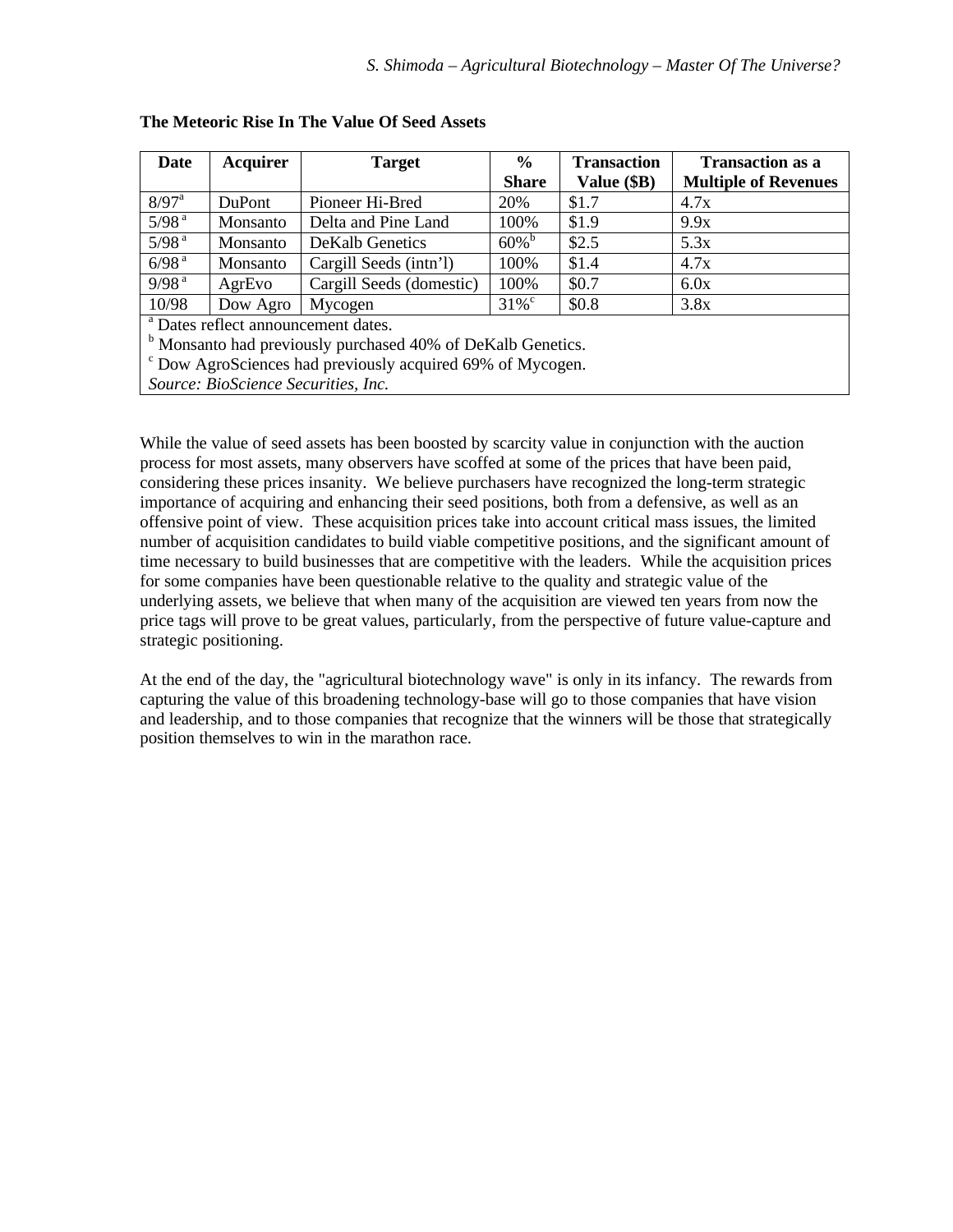**The Meteoric Rise In The Value Of Seed Assets**

| Date | Acquirer | Target | % Share | Transaction Value ($B) | Transaction as a Multiple of Revenues |
|---|---|---|---|---|---|
| 8/97[a] | DuPont | Pioneer Hi-Bred | 20% | $1.7 | 4.7x |
| 5/98[a] | Monsanto | Delta and Pine Land | 100% | $1.9 | 9.9x |
| 5/98[a] | Monsanto | DeKalb Genetics | 60%[b] | $2.5 | 5.3x |
| 6/98[a] | Monsanto | Cargill Seeds (intn'l) | 100% | $1.4 | 4.7x |
| 9/98[a] | AgrEvo | Cargill Seeds (domestic) | 100% | $0.7 | 6.0x |
| 10/98 | Dow Agro | Mycogen | 31%[c] | $0.8 | 3.8x |

[a] Dates reflect announcement dates.
[b] Monsanto had previously purchased 40% of DeKalb Genetics.
[c] Dow AgroSciences had previously acquired 69% of Mycogen.
*Source: BioScience Securities, Inc.*

While the value of seed assets has been boosted by scarcity value in conjunction with the auction process for most assets, many observers have scoffed at some of the prices that have been paid, considering these prices insanity. We believe purchasers have recognized the long-term strategic importance of acquiring and enhancing their seed positions, both from a defensive, as well as an offensive point of view. These acquisition prices take into account critical mass issues, the limited number of acquisition candidates to build viable competitive positions, and the significant amount of time necessary to build businesses that are competitive with the leaders. While the acquisition prices for some companies have been questionable relative to the quality and strategic value of the underlying assets, we believe that when many of the acquisition are viewed ten years from now the price tags will prove to be great values, particularly, from the perspective of future value-capture and strategic positioning.

At the end of the day, the "agricultural biotechnology wave" is only in its infancy. The rewards from capturing the value of this broadening technology-base will go to those companies that have vision and leadership, and to those companies that recognize that the winners will be those that strategically position themselves to win in the marathon race.